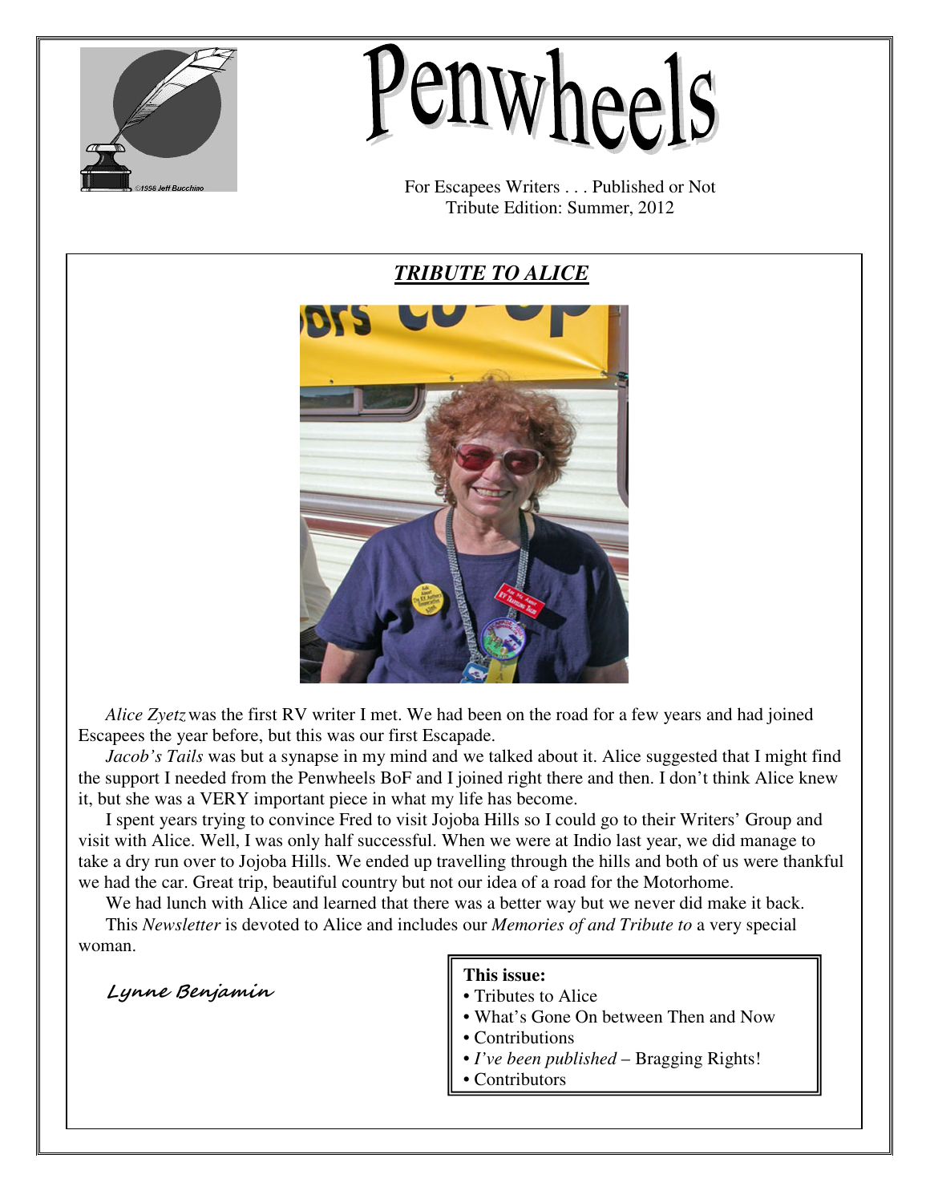# Penwheels

For Escapees Writers . . . Published or Not
Tribute Edition: Summer, 2012

## *TRIBUTE TO ALICE*

*Alice Zyetz* was the first RV writer I met. We had been on the road for a few years and had joined Escapees the year before, but this was our first Escapade.

*Jacob's Tails* was but a synapse in my mind and we talked about it. Alice suggested that I might find the support I needed from the Penwheels BoF and I joined right there and then. I don't think Alice knew it, but she was a VERY important piece in what my life has become.

I spent years trying to convince Fred to visit Jojoba Hills so I could go to their Writers' Group and visit with Alice. Well, I was only half successful. When we were at Indio last year, we did manage to take a dry run over to Jojoba Hills. We ended up travelling through the hills and both of us were thankful we had the car. Great trip, beautiful country but not our idea of a road for the Motorhome.

We had lunch with Alice and learned that there was a better way but we never did make it back.

This *Newsletter* is devoted to Alice and includes our *Memories of and Tribute to* a very special woman.

Lynne Benjamin

**This issue:**

- Tributes to Alice
- What's Gone On between Then and Now
- Contributions
- *I've been published* – Bragging Rights!
- Contributors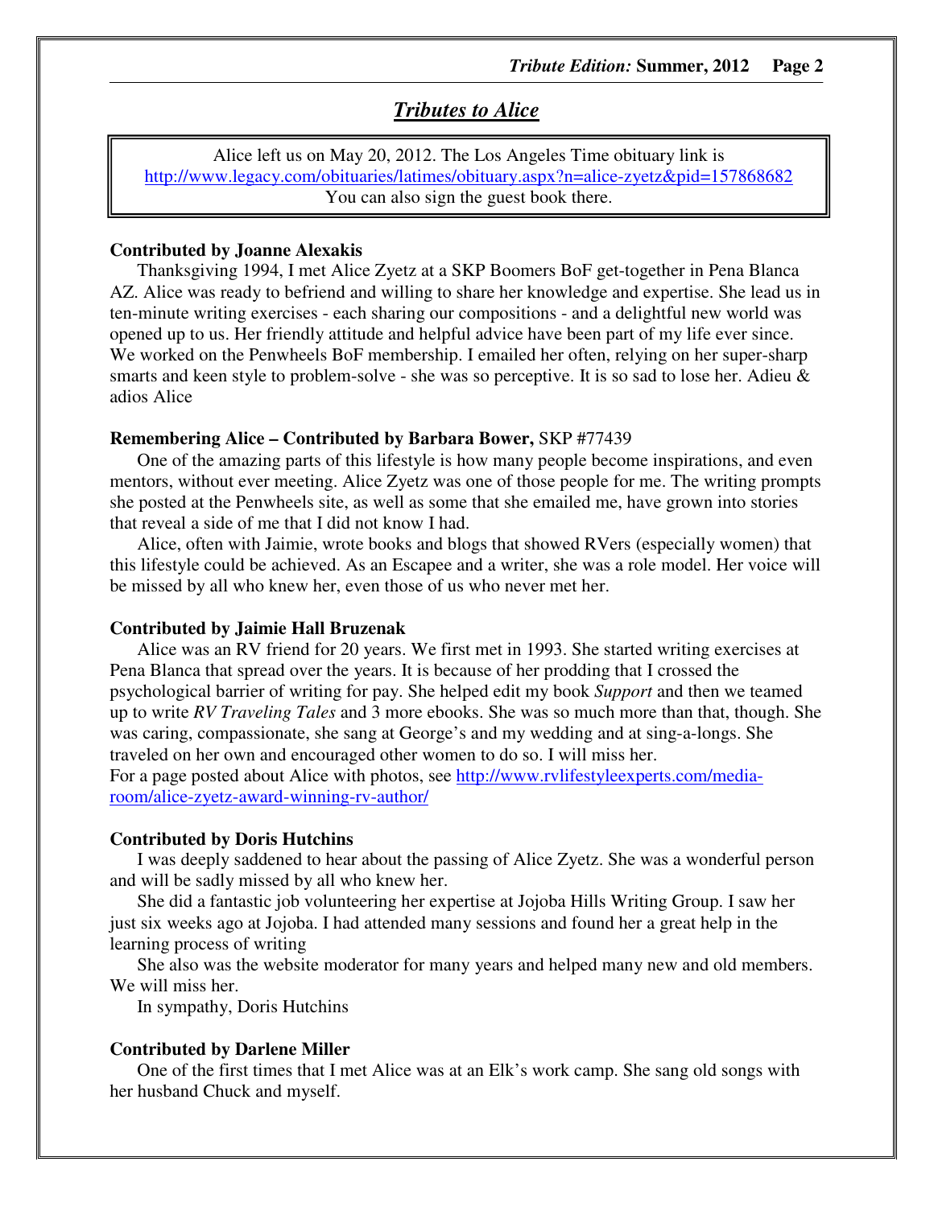## *Tributes to Alice*

Alice left us on May 20, 2012. The Los Angeles Time obituary link is http://www.legacy.com/obituaries/latimes/obituary.aspx?n=alice-zyetz&pid=157868682
You can also sign the guest book there.

**Contributed by Joanne Alexakis**

Thanksgiving 1994, I met Alice Zyetz at a SKP Boomers BoF get-together in Pena Blanca AZ. Alice was ready to befriend and willing to share her knowledge and expertise. She lead us in ten-minute writing exercises - each sharing our compositions - and a delightful new world was opened up to us. Her friendly attitude and helpful advice have been part of my life ever since. We worked on the Penwheels BoF membership. I emailed her often, relying on her super-sharp smarts and keen style to problem-solve - she was so perceptive. It is so sad to lose her. Adieu & adios Alice

**Remembering Alice – Contributed by Barbara Bower,** SKP #77439

One of the amazing parts of this lifestyle is how many people become inspirations, and even mentors, without ever meeting. Alice Zyetz was one of those people for me. The writing prompts she posted at the Penwheels site, as well as some that she emailed me, have grown into stories that reveal a side of me that I did not know I had.

Alice, often with Jaimie, wrote books and blogs that showed RVers (especially women) that this lifestyle could be achieved. As an Escapee and a writer, she was a role model. Her voice will be missed by all who knew her, even those of us who never met her.

**Contributed by Jaimie Hall Bruzenak**

Alice was an RV friend for 20 years. We first met in 1993. She started writing exercises at Pena Blanca that spread over the years. It is because of her prodding that I crossed the psychological barrier of writing for pay. She helped edit my book *Support* and then we teamed up to write *RV Traveling Tales* and 3 more ebooks. She was so much more than that, though. She was caring, compassionate, she sang at George's and my wedding and at sing-a-longs. She traveled on her own and encouraged other women to do so. I will miss her.
For a page posted about Alice with photos, see http://www.rvlifestyleexperts.com/media-room/alice-zyetz-award-winning-rv-author/

**Contributed by Doris Hutchins**

I was deeply saddened to hear about the passing of Alice Zyetz. She was a wonderful person and will be sadly missed by all who knew her.

She did a fantastic job volunteering her expertise at Jojoba Hills Writing Group. I saw her just six weeks ago at Jojoba. I had attended many sessions and found her a great help in the learning process of writing

She also was the website moderator for many years and helped many new and old members. We will miss her.

In sympathy, Doris Hutchins

**Contributed by Darlene Miller**

One of the first times that I met Alice was at an Elk's work camp. She sang old songs with her husband Chuck and myself.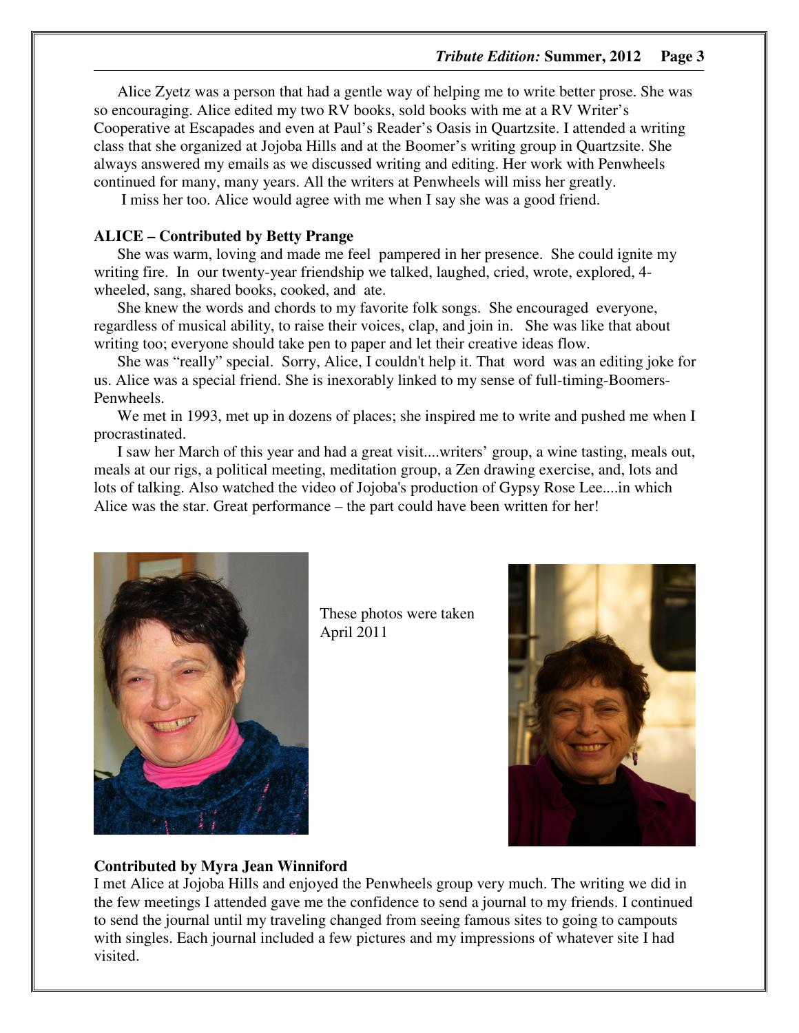Alice Zyetz was a person that had a gentle way of helping me to write better prose. She was so encouraging. Alice edited my two RV books, sold books with me at a RV Writer's Cooperative at Escapades and even at Paul's Reader's Oasis in Quartzsite. I attended a writing class that she organized at Jojoba Hills and at the Boomer's writing group in Quartzsite. She always answered my emails as we discussed writing and editing. Her work with Penwheels continued for many, many years. All the writers at Penwheels will miss her greatly.

I miss her too. Alice would agree with me when I say she was a good friend.

**ALICE – Contributed by Betty Prange**

She was warm, loving and made me feel pampered in her presence. She could ignite my writing fire. In our twenty-year friendship we talked, laughed, cried, wrote, explored, 4-wheeled, sang, shared books, cooked, and ate.

She knew the words and chords to my favorite folk songs. She encouraged everyone, regardless of musical ability, to raise their voices, clap, and join in. She was like that about writing too; everyone should take pen to paper and let their creative ideas flow.

She was "really" special. Sorry, Alice, I couldn't help it. That word was an editing joke for us. Alice was a special friend. She is inexorably linked to my sense of full-timing-Boomers-Penwheels.

We met in 1993, met up in dozens of places; she inspired me to write and pushed me when I procrastinated.

I saw her March of this year and had a great visit....writers' group, a wine tasting, meals out, meals at our rigs, a political meeting, meditation group, a Zen drawing exercise, and, lots and lots of talking. Also watched the video of Jojoba's production of Gypsy Rose Lee....in which Alice was the star. Great performance – the part could have been written for her!

These photos were taken April 2011

**Contributed by Myra Jean Winniford**

I met Alice at Jojoba Hills and enjoyed the Penwheels group very much. The writing we did in the few meetings I attended gave me the confidence to send a journal to my friends. I continued to send the journal until my traveling changed from seeing famous sites to going to campouts with singles. Each journal included a few pictures and my impressions of whatever site I had visited.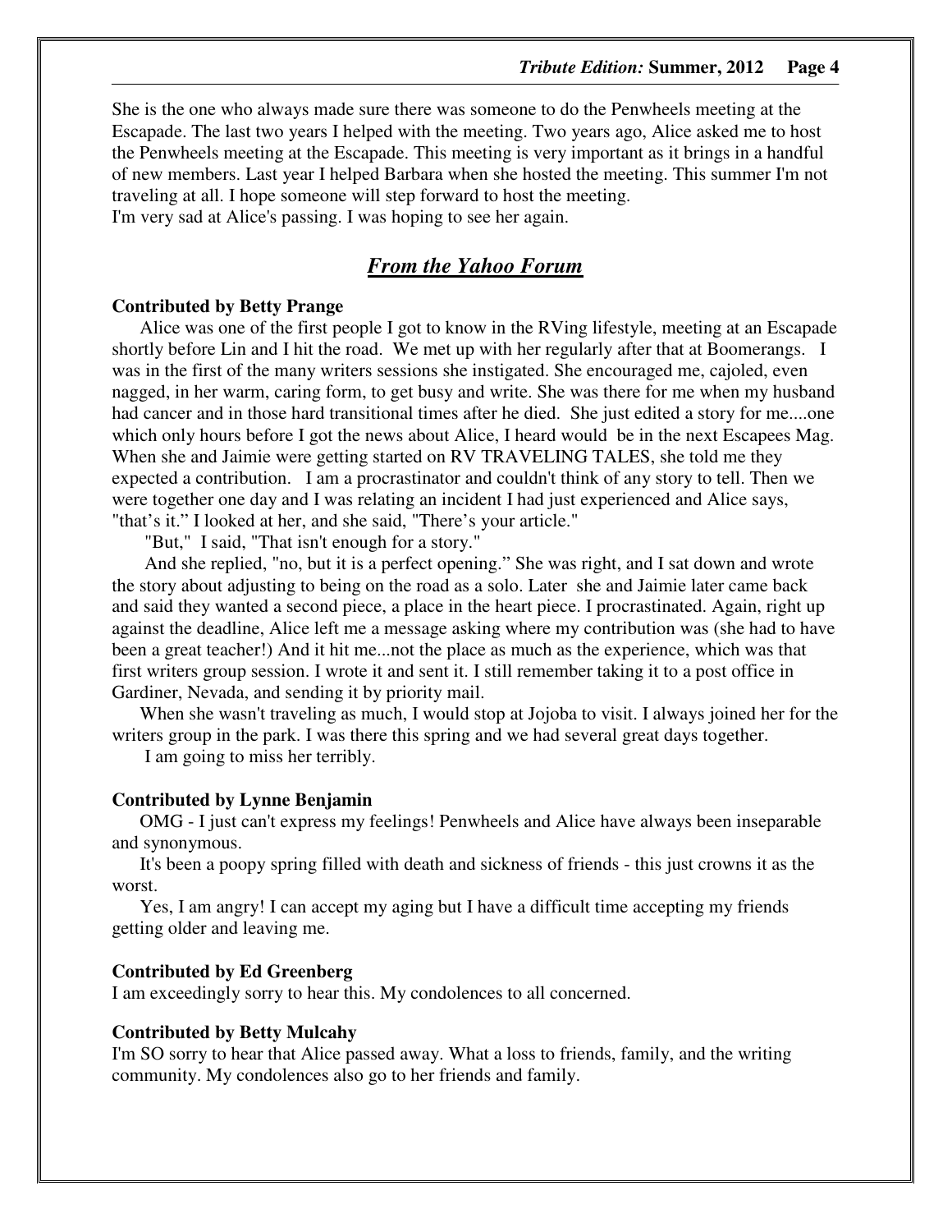She is the one who always made sure there was someone to do the Penwheels meeting at the Escapade. The last two years I helped with the meeting. Two years ago, Alice asked me to host the Penwheels meeting at the Escapade. This meeting is very important as it brings in a handful of new members. Last year I helped Barbara when she hosted the meeting. This summer I'm not traveling at all. I hope someone will step forward to host the meeting.
I'm very sad at Alice's passing. I was hoping to see her again.

## *From the Yahoo Forum*

**Contributed by Betty Prange**

Alice was one of the first people I got to know in the RVing lifestyle, meeting at an Escapade shortly before Lin and I hit the road. We met up with her regularly after that at Boomerangs. I was in the first of the many writers sessions she instigated. She encouraged me, cajoled, even nagged, in her warm, caring form, to get busy and write. She was there for me when my husband had cancer and in those hard transitional times after he died. She just edited a story for me....one which only hours before I got the news about Alice, I heard would be in the next Escapees Mag. When she and Jaimie were getting started on RV TRAVELING TALES, she told me they expected a contribution. I am a procrastinator and couldn't think of any story to tell. Then we were together one day and I was relating an incident I had just experienced and Alice says, "that's it." I looked at her, and she said, "There's your article."

"But," I said, "That isn't enough for a story."

And she replied, "no, but it is a perfect opening." She was right, and I sat down and wrote the story about adjusting to being on the road as a solo. Later she and Jaimie later came back and said they wanted a second piece, a place in the heart piece. I procrastinated. Again, right up against the deadline, Alice left me a message asking where my contribution was (she had to have been a great teacher!) And it hit me...not the place as much as the experience, which was that first writers group session. I wrote it and sent it. I still remember taking it to a post office in Gardiner, Nevada, and sending it by priority mail.

When she wasn't traveling as much, I would stop at Jojoba to visit. I always joined her for the writers group in the park. I was there this spring and we had several great days together.

I am going to miss her terribly.

**Contributed by Lynne Benjamin**

OMG - I just can't express my feelings! Penwheels and Alice have always been inseparable and synonymous.

It's been a poopy spring filled with death and sickness of friends - this just crowns it as the worst.

Yes, I am angry! I can accept my aging but I have a difficult time accepting my friends getting older and leaving me.

**Contributed by Ed Greenberg**

I am exceedingly sorry to hear this. My condolences to all concerned.

**Contributed by Betty Mulcahy**

I'm SO sorry to hear that Alice passed away. What a loss to friends, family, and the writing community. My condolences also go to her friends and family.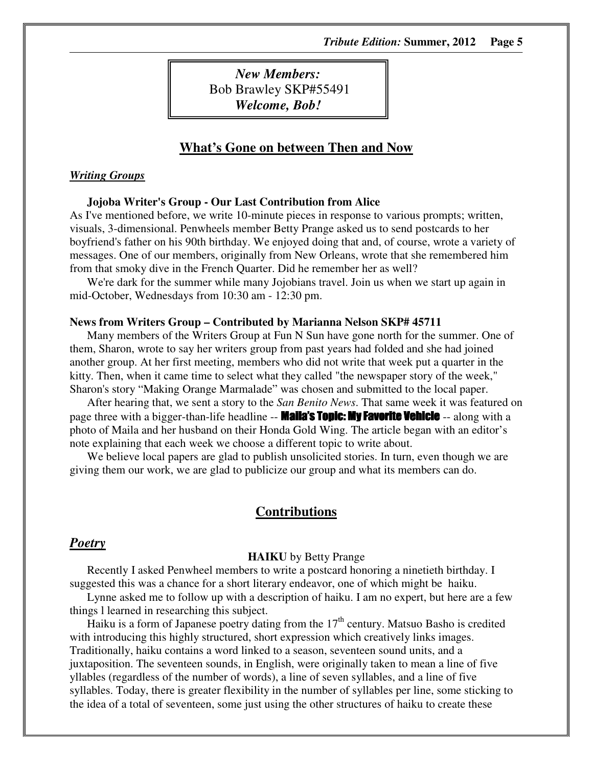*New Members:*
Bob Brawley SKP#55491
***Welcome, Bob!***

## What's Gone on between Then and Now

### *Writing Groups*

**Jojoba Writer's Group - Our Last Contribution from Alice**

As I've mentioned before, we write 10-minute pieces in response to various prompts; written, visuals, 3-dimensional. Penwheels member Betty Prange asked us to send postcards to her boyfriend's father on his 90th birthday. We enjoyed doing that and, of course, wrote a variety of messages. One of our members, originally from New Orleans, wrote that she remembered him from that smoky dive in the French Quarter. Did he remember her as well?

We're dark for the summer while many Jojobians travel. Join us when we start up again in mid-October, Wednesdays from 10:30 am - 12:30 pm.

**News from Writers Group – Contributed by Marianna Nelson SKP# 45711**

Many members of the Writers Group at Fun N Sun have gone north for the summer. One of them, Sharon, wrote to say her writers group from past years had folded and she had joined another group. At her first meeting, members who did not write that week put a quarter in the kitty. Then, when it came time to select what they called "the newspaper story of the week," Sharon's story "Making Orange Marmalade" was chosen and submitted to the local paper.

After hearing that, we sent a story to the *San Benito News*. That same week it was featured on page three with a bigger-than-life headline -- **Maila's Topic: My Favorite Vehicle** -- along with a photo of Maila and her husband on their Honda Gold Wing. The article began with an editor's note explaining that each week we choose a different topic to write about.

We believe local papers are glad to publish unsolicited stories. In turn, even though we are giving them our work, we are glad to publicize our group and what its members can do.

## Contributions

### *Poetry*

**HAIKU** by Betty Prange

Recently I asked Penwheel members to write a postcard honoring a ninetieth birthday. I suggested this was a chance for a short literary endeavor, one of which might be haiku.

Lynne asked me to follow up with a description of haiku. I am no expert, but here are a few things l learned in researching this subject.

Haiku is a form of Japanese poetry dating from the 17th century. Matsuo Basho is credited with introducing this highly structured, short expression which creatively links images. Traditionally, haiku contains a word linked to a season, seventeen sound units, and a juxtaposition. The seventeen sounds, in English, were originally taken to mean a line of five yllables (regardless of the number of words), a line of seven syllables, and a line of five syllables. Today, there is greater flexibility in the number of syllables per line, some sticking to the idea of a total of seventeen, some just using the other structures of haiku to create these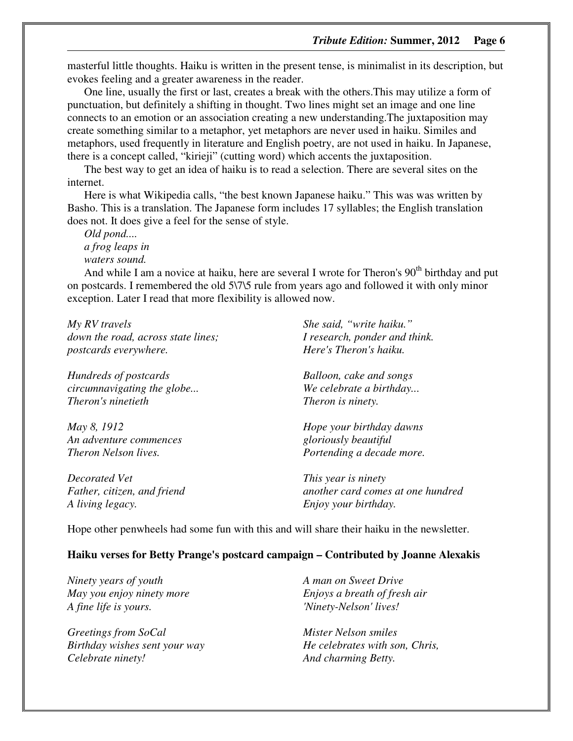masterful little thoughts. Haiku is written in the present tense, is minimalist in its description, but evokes feeling and a greater awareness in the reader.

One line, usually the first or last, creates a break with the others.This may utilize a form of punctuation, but definitely a shifting in thought. Two lines might set an image and one line connects to an emotion or an association creating a new understanding.The juxtaposition may create something similar to a metaphor, yet metaphors are never used in haiku. Similes and metaphors, used frequently in literature and English poetry, are not used in haiku. In Japanese, there is a concept called, "kirieji" (cutting word) which accents the juxtaposition.

The best way to get an idea of haiku is to read a selection. There are several sites on the internet.

Here is what Wikipedia calls, "the best known Japanese haiku." This was was written by Basho. This is a translation. The Japanese form includes 17 syllables; the English translation does not. It does give a feel for the sense of style.

*Old pond....*
*a frog leaps in*
*waters sound.*

And while I am a novice at haiku, here are several I wrote for Theron's 90th birthday and put on postcards. I remembered the old 5\7\5 rule from years ago and followed it with only minor exception. Later I read that more flexibility is allowed now.

*My RV travels*
*down the road, across state lines;*
*postcards everywhere.*

*Hundreds of postcards*
*circumnavigating the globe...*
*Theron's ninetieth*

*May 8, 1912*
*An adventure commences*
*Theron Nelson lives.*

*Decorated Vet*
*Father, citizen, and friend*
*A living legacy.*

*She said, "write haiku."*
*I research, ponder and think.*
*Here's Theron's haiku.*

*Balloon, cake and songs*
*We celebrate a birthday...*
*Theron is ninety.*

*Hope your birthday dawns*
*gloriously beautiful*
*Portending a decade more.*

*This year is ninety*
*another card comes at one hundred*
*Enjoy your birthday.*

Hope other penwheels had some fun with this and will share their haiku in the newsletter.

**Haiku verses for Betty Prange's postcard campaign – Contributed by Joanne Alexakis**

*Ninety years of youth*
*May you enjoy ninety more*
*A fine life is yours.*

*Greetings from SoCal*
*Birthday wishes sent your way*
*Celebrate ninety!*

*A man on Sweet Drive*
*Enjoys a breath of fresh air*
*'Ninety-Nelson' lives!*

*Mister Nelson smiles*
*He celebrates with son, Chris,*
*And charming Betty.*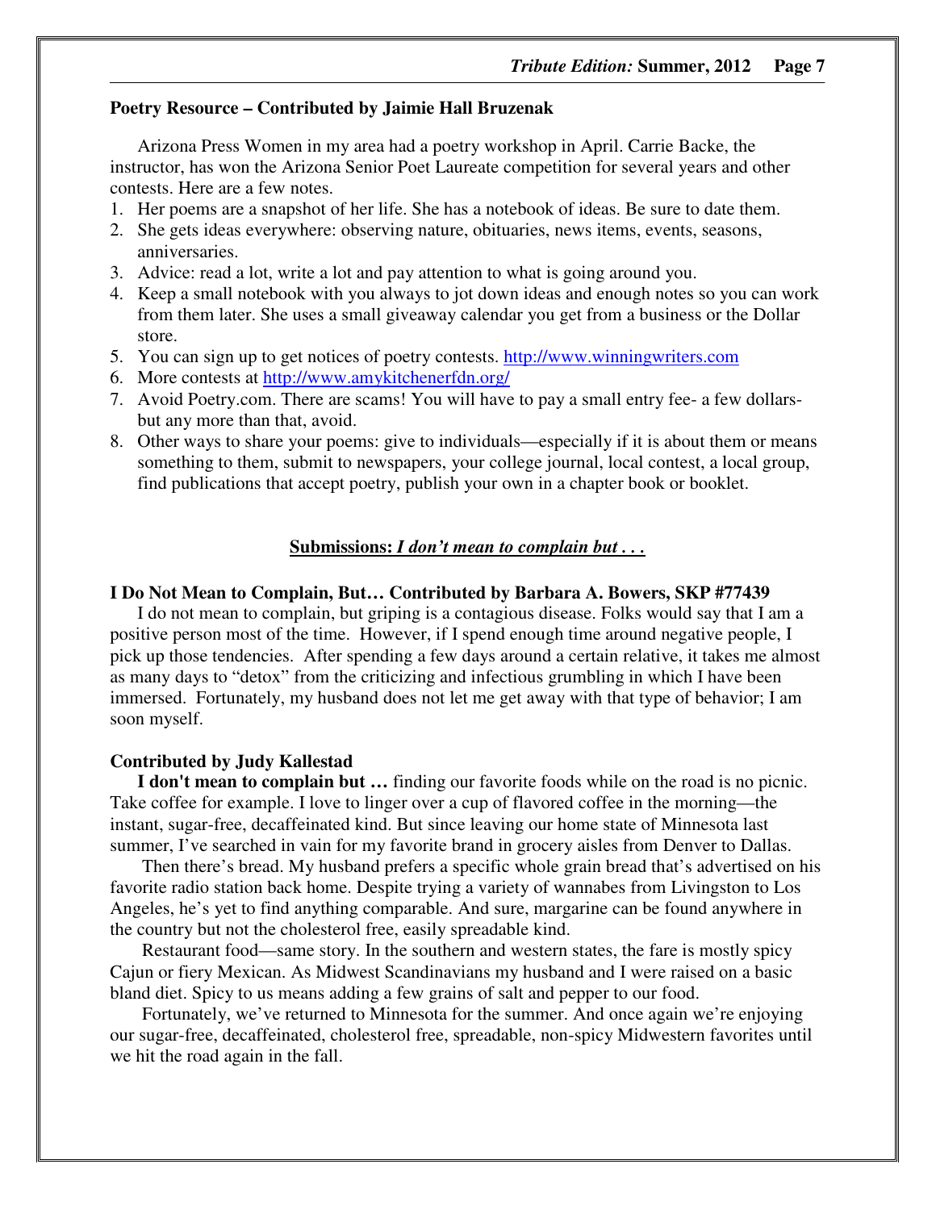### Poetry Resource – Contributed by Jaimie Hall Bruzenak

Arizona Press Women in my area had a poetry workshop in April. Carrie Backe, the instructor, has won the Arizona Senior Poet Laureate competition for several years and other contests. Here are a few notes.

1. Her poems are a snapshot of her life. She has a notebook of ideas. Be sure to date them.
2. She gets ideas everywhere: observing nature, obituaries, news items, events, seasons, anniversaries.
3. Advice: read a lot, write a lot and pay attention to what is going around you.
4. Keep a small notebook with you always to jot down ideas and enough notes so you can work from them later. She uses a small giveaway calendar you get from a business or the Dollar store.
5. You can sign up to get notices of poetry contests. http://www.winningwriters.com
6. More contests at http://www.amykitchenerfdn.org/
7. Avoid Poetry.com. There are scams! You will have to pay a small entry fee- a few dollars- but any more than that, avoid.
8. Other ways to share your poems: give to individuals—especially if it is about them or means something to them, submit to newspapers, your college journal, local contest, a local group, find publications that accept poetry, publish your own in a chapter book or booklet.

## Submissions: *I don't mean to complain but . . .*

### I Do Not Mean to Complain, But… Contributed by Barbara A. Bowers, SKP #77439

I do not mean to complain, but griping is a contagious disease. Folks would say that I am a positive person most of the time. However, if I spend enough time around negative people, I pick up those tendencies. After spending a few days around a certain relative, it takes me almost as many days to "detox" from the criticizing and infectious grumbling in which I have been immersed. Fortunately, my husband does not let me get away with that type of behavior; I am soon myself.

### Contributed by Judy Kallestad

**I don't mean to complain but …** finding our favorite foods while on the road is no picnic. Take coffee for example. I love to linger over a cup of flavored coffee in the morning—the instant, sugar-free, decaffeinated kind. But since leaving our home state of Minnesota last summer, I've searched in vain for my favorite brand in grocery aisles from Denver to Dallas.

Then there's bread. My husband prefers a specific whole grain bread that's advertised on his favorite radio station back home. Despite trying a variety of wannabes from Livingston to Los Angeles, he's yet to find anything comparable. And sure, margarine can be found anywhere in the country but not the cholesterol free, easily spreadable kind.

Restaurant food—same story. In the southern and western states, the fare is mostly spicy Cajun or fiery Mexican. As Midwest Scandinavians my husband and I were raised on a basic bland diet. Spicy to us means adding a few grains of salt and pepper to our food.

Fortunately, we've returned to Minnesota for the summer. And once again we're enjoying our sugar-free, decaffeinated, cholesterol free, spreadable, non-spicy Midwestern favorites until we hit the road again in the fall.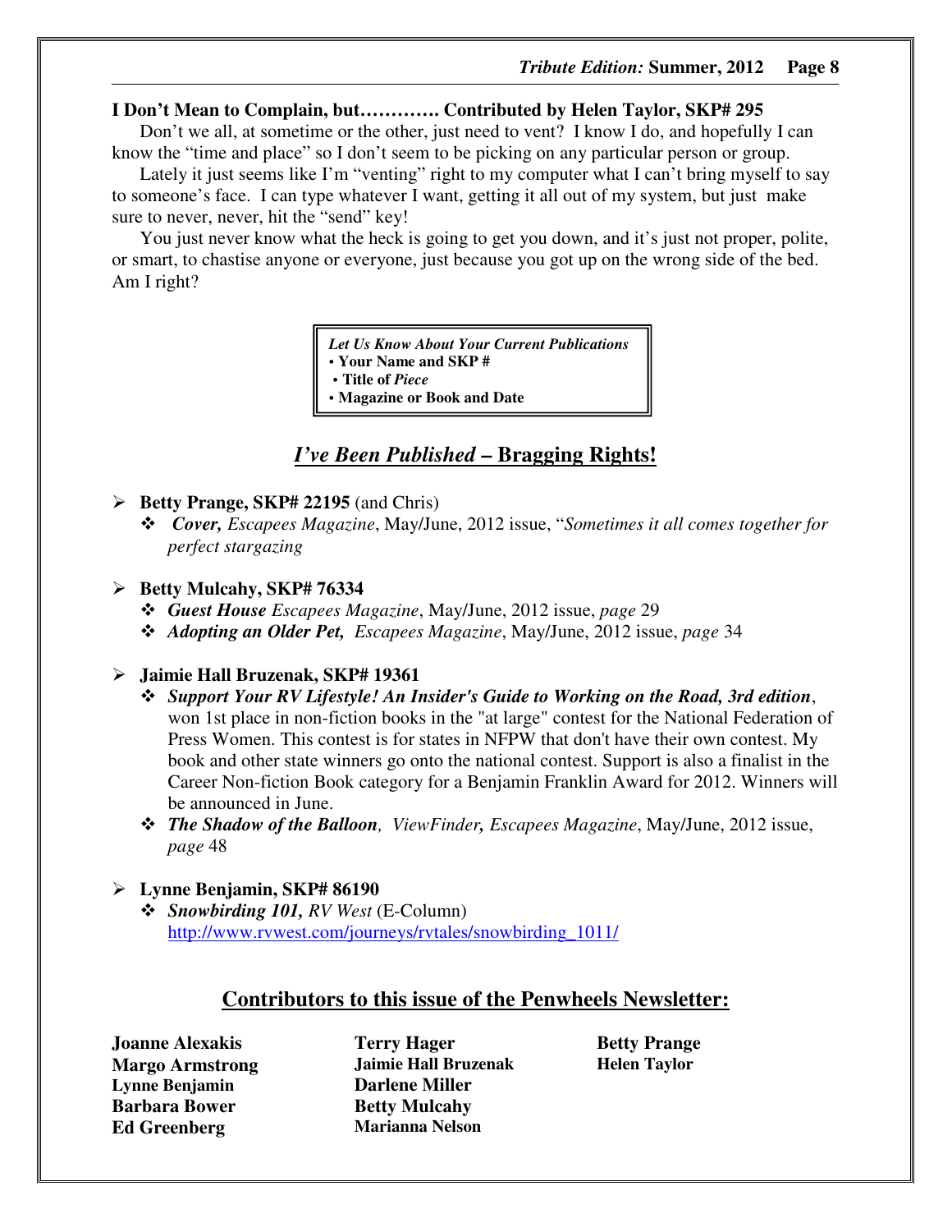**I Don't Mean to Complain, but…………. Contributed by Helen Taylor, SKP# 295**

Don't we all, at sometime or the other, just need to vent? I know I do, and hopefully I can know the "time and place" so I don't seem to be picking on any particular person or group.

Lately it just seems like I'm "venting" right to my computer what I can't bring myself to say to someone's face. I can type whatever I want, getting it all out of my system, but just make sure to never, never, hit the "send" key!

You just never know what the heck is going to get you down, and it's just not proper, polite, or smart, to chastise anyone or everyone, just because you got up on the wrong side of the bed. Am I right?

> ***Let Us Know About Your Current Publications***
> • **Your Name and SKP #**
> • **Title of *Piece***
> • **Magazine or Book and Date**

## *I've Been Published* – Bragging Rights!

- **Betty Prange, SKP# 22195** (and Chris)
  - ***Cover,*** *Escapees Magazine*, May/June, 2012 issue, "*Sometimes it all comes together for perfect stargazing*
- **Betty Mulcahy, SKP# 76334**
  - ***Guest House*** *Escapees Magazine*, May/June, 2012 issue, *page* 29
  - ***Adopting an Older Pet,*** *Escapees Magazine*, May/June, 2012 issue, *page* 34
- **Jaimie Hall Bruzenak, SKP# 19361**
  - ***Support Your RV Lifestyle! An Insider's Guide to Working on the Road, 3rd edition***, won 1st place in non-fiction books in the "at large" contest for the National Federation of Press Women. This contest is for states in NFPW that don't have their own contest. My book and other state winners go onto the national contest. Support is also a finalist in the Career Non-fiction Book category for a Benjamin Franklin Award for 2012. Winners will be announced in June.
  - ***The Shadow of the Balloon****, ViewFinder, Escapees Magazine*, May/June, 2012 issue, *page* 48
- **Lynne Benjamin, SKP# 86190**
  - ***Snowbirding 101,*** *RV West* (E-Column) http://www.rvwest.com/journeys/rvtales/snowbirding_1011/

## Contributors to this issue of the Penwheels Newsletter:

**Joanne Alexakis**
**Margo Armstrong**
**Lynne Benjamin**
**Barbara Bower**
**Ed Greenberg**
**Terry Hager**
**Jaimie Hall Bruzenak**
**Darlene Miller**
**Betty Mulcahy**
**Marianna Nelson**
**Betty Prange**
**Helen Taylor**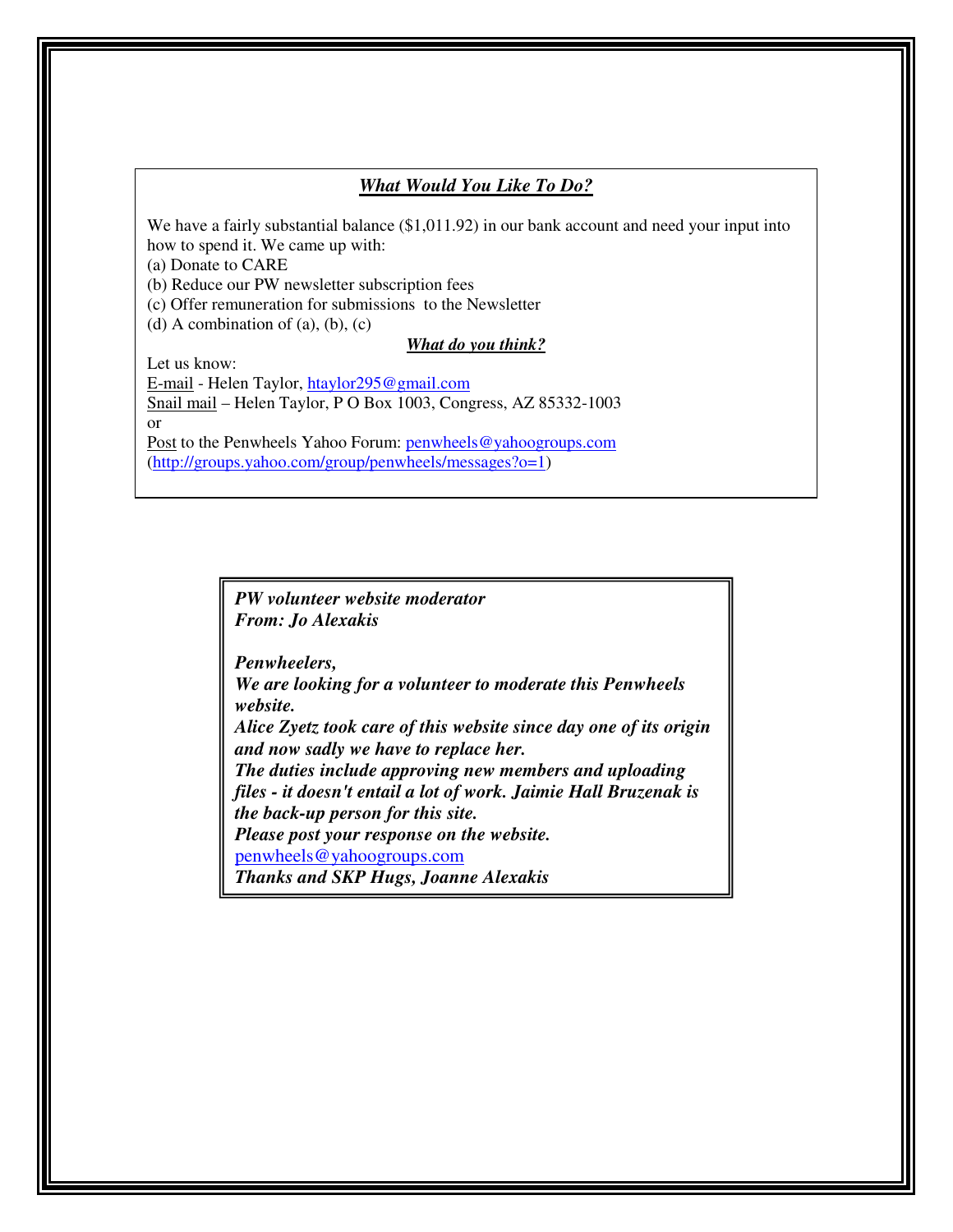## ***What Would You Like To Do?***

We have a fairly substantial balance ($1,011.92) in our bank account and need your input into how to spend it. We came up with:

(a) Donate to CARE
(b) Reduce our PW newsletter subscription fees
(c) Offer remuneration for submissions to the Newsletter
(d) A combination of (a), (b), (c)

***What do you think?***

Let us know:

E-mail - Helen Taylor, htaylor295@gmail.com
Snail mail – Helen Taylor, P O Box 1003, Congress, AZ 85332-1003
or
Post to the Penwheels Yahoo Forum: penwheels@yahoogroups.com
(http://groups.yahoo.com/group/penwheels/messages?o=1)

***PW volunteer website moderator***
***From: Jo Alexakis***

***Penwheelers,***
***We are looking for a volunteer to moderate this Penwheels website.***
***Alice Zyetz took care of this website since day one of its origin and now sadly we have to replace her.***
***The duties include approving new members and uploading files - it doesn't entail a lot of work. Jaimie Hall Bruzenak is the back-up person for this site.***
***Please post your response on the website.***
penwheels@yahoogroups.com
***Thanks and SKP Hugs, Joanne Alexakis***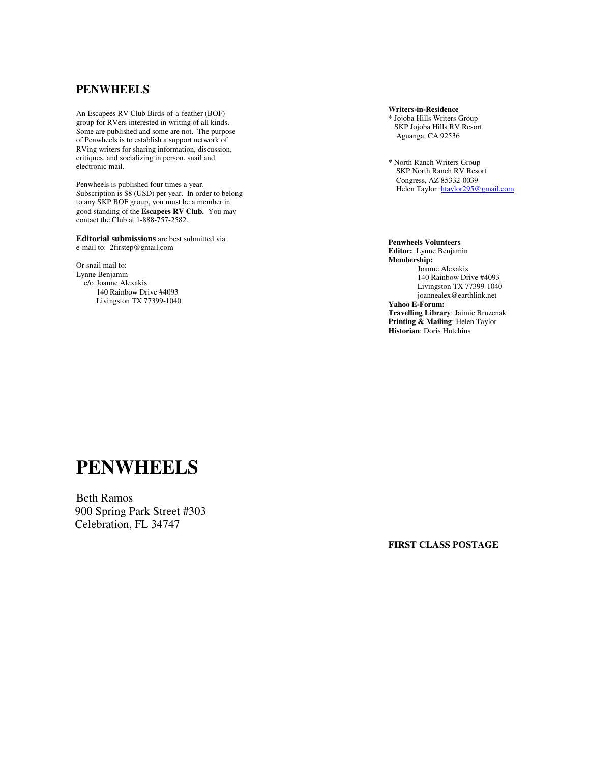## PENWHEELS

An Escapees RV Club Birds-of-a-feather (BOF) group for RVers interested in writing of all kinds. Some are published and some are not. The purpose of Penwheels is to establish a support network of RVing writers for sharing information, discussion, critiques, and socializing in person, snail and electronic mail.

Penwheels is published four times a year. Subscription is $8 (USD) per year. In order to belong to any SKP BOF group, you must be a member in good standing of the **Escapees RV Club.** You may contact the Club at 1-888-757-2582.

**Editorial submissions** are best submitted via e-mail to: 2firstep@gmail.com

Or snail mail to:
Lynne Benjamin
c/o Joanne Alexakis
140 Rainbow Drive #4093
Livingston TX 77399-1040

**Writers-in-Residence**

* Jojoba Hills Writers Group
  SKP Jojoba Hills RV Resort
  Aguanga, CA 92536

* North Ranch Writers Group
  SKP North Ranch RV Resort
  Congress, AZ 85332-0039
  Helen Taylor htaylor295@gmail.com

**Penwheels Volunteers**
**Editor:** Lynne Benjamin
**Membership:**
Joanne Alexakis
140 Rainbow Drive #4093
Livingston TX 77399-1040
joannealex@earthlink.net
**Yahoo E-Forum:**
**Travelling Library**: Jaimie Bruzenak
**Printing & Mailing**: Helen Taylor
**Historian**: Doris Hutchins

# PENWHEELS

Beth Ramos
900 Spring Park Street #303
Celebration, FL 34747

**FIRST CLASS POSTAGE**